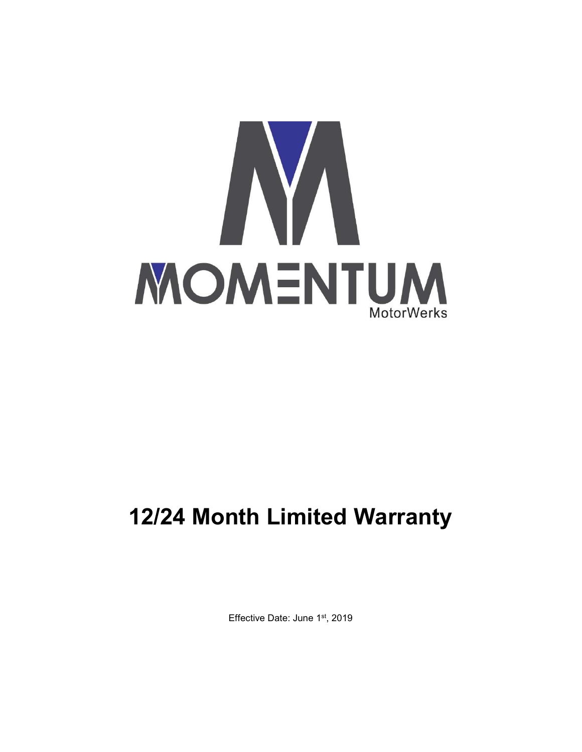MOMENTUM

MotorWerks

# 12/24 Month Limited Warranty

Effective Date: June 1st, 2019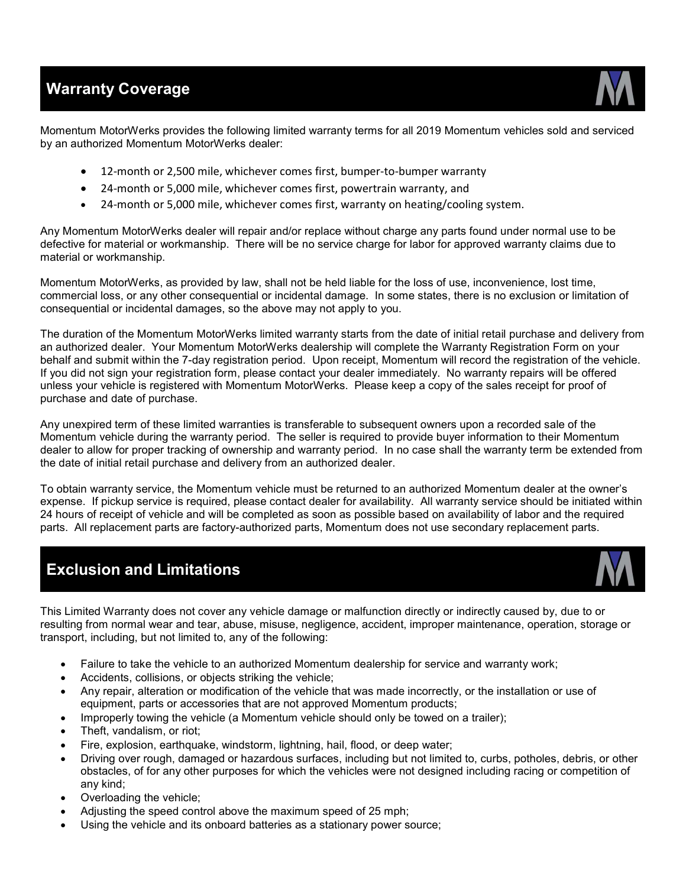## Warranty Coverage

Momentum MotorWerks provides the following limited warranty terms for all 2019 Momentum vehicles sold and serviced by an authorized Momentum MotorWerks dealer:

- 12-month or 2,500 mile, whichever comes first, bumper-to-bumper warranty
- 24-month or 5,000 mile, whichever comes first, powertrain warranty, and
- 24-month or 5,000 mile, whichever comes first, warranty on heating/cooling system.

Any Momentum MotorWerks dealer will repair and/or replace without charge any parts found under normal use to be defective for material or workmanship. There will be no service charge for labor for approved warranty claims due to material or workmanship.

Momentum MotorWerks, as provided by law, shall not be held liable for the loss of use, inconvenience, lost time, commercial loss, or any other consequential or incidental damage. In some states, there is no exclusion or limitation of consequential or incidental damages, so the above may not apply to you.

The duration of the Momentum MotorWerks limited warranty starts from the date of initial retail purchase and delivery from an authorized dealer. Your Momentum MotorWerks dealership will complete the Warranty Registration Form on your behalf and submit within the 7-day registration period. Upon receipt, Momentum will record the registration of the vehicle. If you did not sign your registration form, please contact your dealer immediately. No warranty repairs will be offered unless your vehicle is registered with Momentum MotorWerks. Please keep a copy of the sales receipt for proof of purchase and date of purchase.

Any unexpired term of these limited warranties is transferable to subsequent owners upon a recorded sale of the Momentum vehicle during the warranty period. The seller is required to provide buyer information to their Momentum dealer to allow for proper tracking of ownership and warranty period. In no case shall the warranty term be extended from the date of initial retail purchase and delivery from an authorized dealer.

To obtain warranty service, the Momentum vehicle must be returned to an authorized Momentum dealer at the owner's expense. If pickup service is required, please contact dealer for availability. All warranty service should be initiated within 24 hours of receipt of vehicle and will be completed as soon as possible based on availability of labor and the required parts. All replacement parts are factory-authorized parts, Momentum does not use secondary replacement parts.

## Exclusion and Limitations

This Limited Warranty does not cover any vehicle damage or malfunction directly or indirectly caused by, due to or resulting from normal wear and tear, abuse, misuse, negligence, accident, improper maintenance, operation, storage or transport, including, but not limited to, any of the following:

- Failure to take the vehicle to an authorized Momentum dealership for service and warranty work;
- Accidents, collisions, or objects striking the vehicle;
- Any repair, alteration or modification of the vehicle that was made incorrectly, or the installation or use of equipment, parts or accessories that are not approved Momentum products;
- Improperly towing the vehicle (a Momentum vehicle should only be towed on a trailer);
- Theft, vandalism, or riot;
- Fire, explosion, earthquake, windstorm, lightning, hail, flood, or deep water;
- Driving over rough, damaged or hazardous surfaces, including but not limited to, curbs, potholes, debris, or other obstacles, of for any other purposes for which the vehicles were not designed including racing or competition of any kind;
- Overloading the vehicle;
- Adjusting the speed control above the maximum speed of 25 mph;
- Using the vehicle and its onboard batteries as a stationary power source;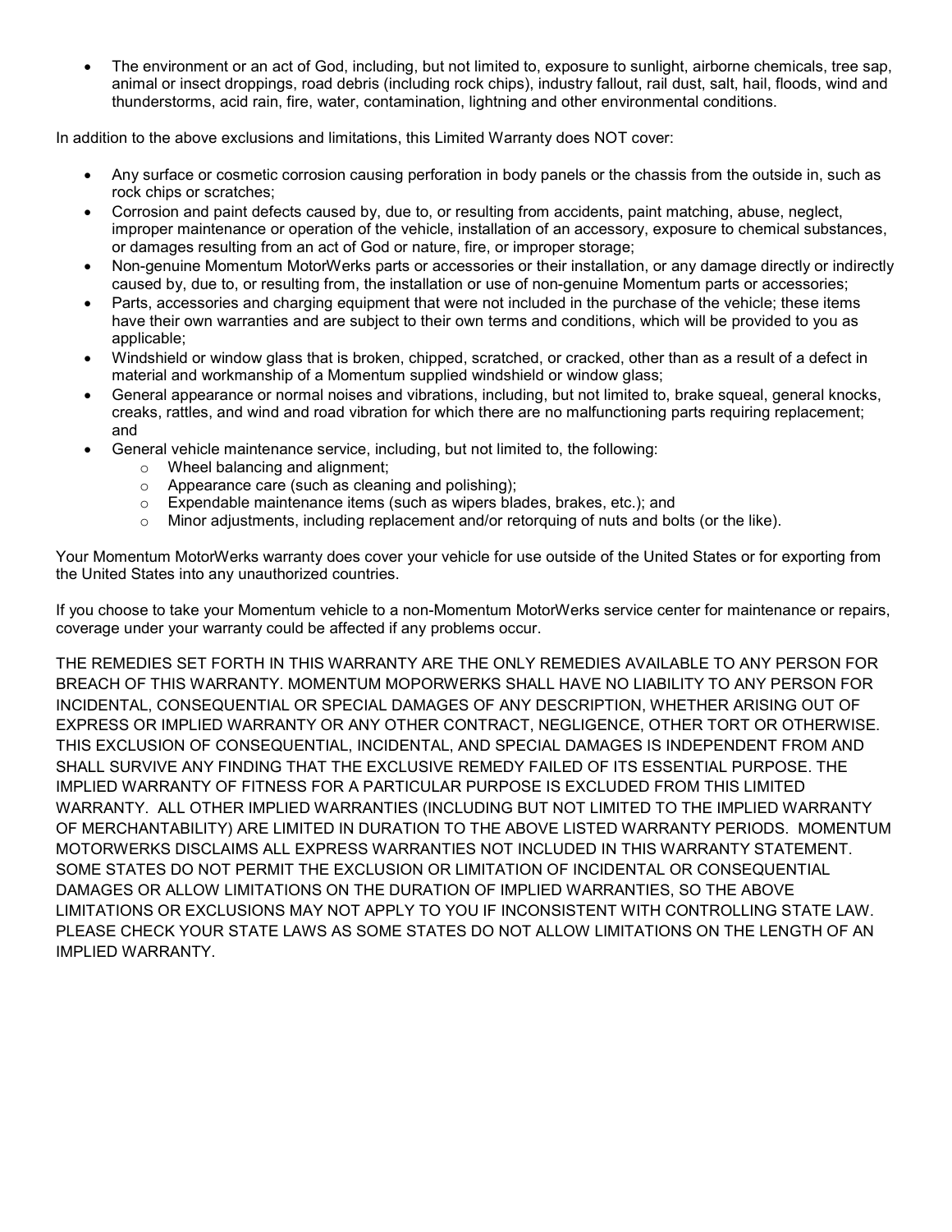- The environment or an act of God, including, but not limited to, exposure to sunlight, airborne chemicals, tree sap, animal or insect droppings, road debris (including rock chips), industry fallout, rail dust, salt, hail, floods, wind and thunderstorms, acid rain, fire, water, contamination, lightning and other environmental conditions.

In addition to the above exclusions and limitations, this Limited Warranty does NOT cover:

- Any surface or cosmetic corrosion causing perforation in body panels or the chassis from the outside in, such as rock chips or scratches;
- Corrosion and paint defects caused by, due to, or resulting from accidents, paint matching, abuse, neglect, improper maintenance or operation of the vehicle, installation of an accessory, exposure to chemical substances, or damages resulting from an act of God or nature, fire, or improper storage;
- Non-genuine Momentum MotorWerks parts or accessories or their installation, or any damage directly or indirectly caused by, due to, or resulting from, the installation or use of non-genuine Momentum parts or accessories;
- Parts, accessories and charging equipment that were not included in the purchase of the vehicle; these items have their own warranties and are subject to their own terms and conditions, which will be provided to you as applicable;
- Windshield or window glass that is broken, chipped, scratched, or cracked, other than as a result of a defect in material and workmanship of a Momentum supplied windshield or window glass;
- General appearance or normal noises and vibrations, including, but not limited to, brake squeal, general knocks, creaks, rattles, and wind and road vibration for which there are no malfunctioning parts requiring replacement; and
- General vehicle maintenance service, including, but not limited to, the following:
  - Wheel balancing and alignment;
  - Appearance care (such as cleaning and polishing);
  - Expendable maintenance items (such as wipers blades, brakes, etc.); and
  - Minor adjustments, including replacement and/or retorquing of nuts and bolts (or the like).

Your Momentum MotorWerks warranty does cover your vehicle for use outside of the United States or for exporting from the United States into any unauthorized countries.

If you choose to take your Momentum vehicle to a non-Momentum MotorWerks service center for maintenance or repairs, coverage under your warranty could be affected if any problems occur.

THE REMEDIES SET FORTH IN THIS WARRANTY ARE THE ONLY REMEDIES AVAILABLE TO ANY PERSON FOR BREACH OF THIS WARRANTY. MOMENTUM MOPORWERKS SHALL HAVE NO LIABILITY TO ANY PERSON FOR INCIDENTAL, CONSEQUENTIAL OR SPECIAL DAMAGES OF ANY DESCRIPTION, WHETHER ARISING OUT OF EXPRESS OR IMPLIED WARRANTY OR ANY OTHER CONTRACT, NEGLIGENCE, OTHER TORT OR OTHERWISE. THIS EXCLUSION OF CONSEQUENTIAL, INCIDENTAL, AND SPECIAL DAMAGES IS INDEPENDENT FROM AND SHALL SURVIVE ANY FINDING THAT THE EXCLUSIVE REMEDY FAILED OF ITS ESSENTIAL PURPOSE. THE IMPLIED WARRANTY OF FITNESS FOR A PARTICULAR PURPOSE IS EXCLUDED FROM THIS LIMITED WARRANTY. ALL OTHER IMPLIED WARRANTIES (INCLUDING BUT NOT LIMITED TO THE IMPLIED WARRANTY OF MERCHANTABILITY) ARE LIMITED IN DURATION TO THE ABOVE LISTED WARRANTY PERIODS. MOMENTUM MOTORWERKS DISCLAIMS ALL EXPRESS WARRANTIES NOT INCLUDED IN THIS WARRANTY STATEMENT. SOME STATES DO NOT PERMIT THE EXCLUSION OR LIMITATION OF INCIDENTAL OR CONSEQUENTIAL DAMAGES OR ALLOW LIMITATIONS ON THE DURATION OF IMPLIED WARRANTIES, SO THE ABOVE LIMITATIONS OR EXCLUSIONS MAY NOT APPLY TO YOU IF INCONSISTENT WITH CONTROLLING STATE LAW. PLEASE CHECK YOUR STATE LAWS AS SOME STATES DO NOT ALLOW LIMITATIONS ON THE LENGTH OF AN IMPLIED WARRANTY.